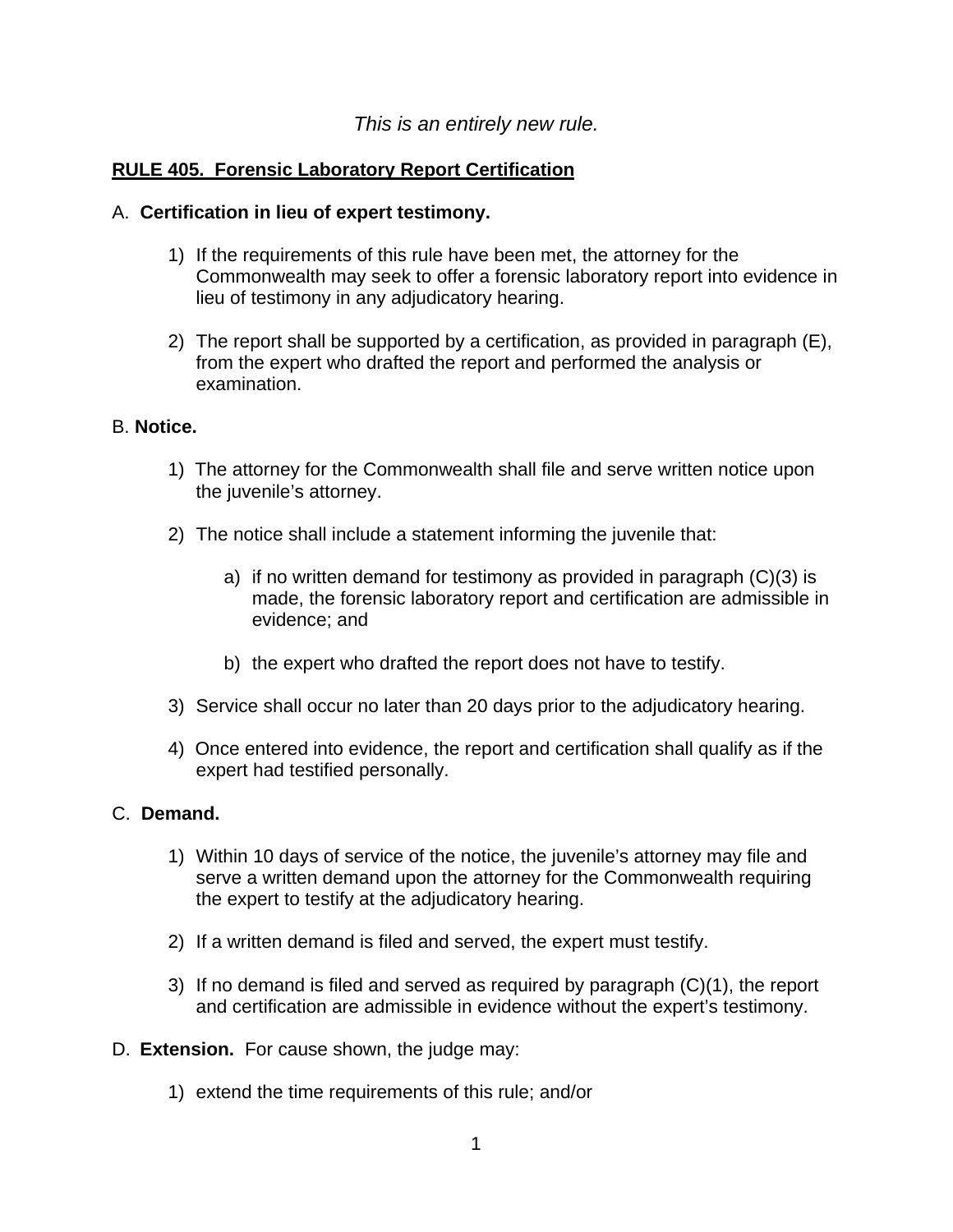*This is an entirely new rule.*

**RULE 405. Forensic Laboratory Report Certification**

A. **Certification in lieu of expert testimony.**

1) If the requirements of this rule have been met, the attorney for the Commonwealth may seek to offer a forensic laboratory report into evidence in lieu of testimony in any adjudicatory hearing.

2) The report shall be supported by a certification, as provided in paragraph (E), from the expert who drafted the report and performed the analysis or examination.

B. **Notice.**

1) The attorney for the Commonwealth shall file and serve written notice upon the juvenile's attorney.

2) The notice shall include a statement informing the juvenile that:

   a) if no written demand for testimony as provided in paragraph (C)(3) is made, the forensic laboratory report and certification are admissible in evidence; and

   b) the expert who drafted the report does not have to testify.

3) Service shall occur no later than 20 days prior to the adjudicatory hearing.

4) Once entered into evidence, the report and certification shall qualify as if the expert had testified personally.

C. **Demand.**

1) Within 10 days of service of the notice, the juvenile's attorney may file and serve a written demand upon the attorney for the Commonwealth requiring the expert to testify at the adjudicatory hearing.

2) If a written demand is filed and served, the expert must testify.

3) If no demand is filed and served as required by paragraph (C)(1), the report and certification are admissible in evidence without the expert's testimony.

D. **Extension.** For cause shown, the judge may:

1) extend the time requirements of this rule; and/or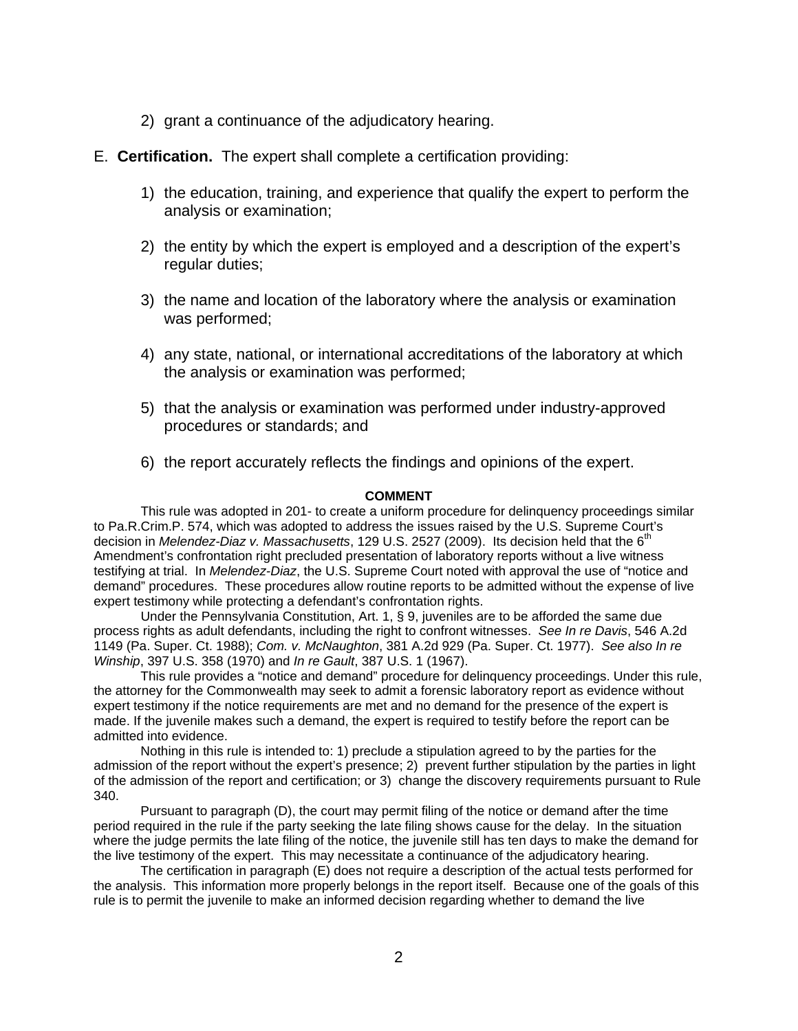2) grant a continuance of the adjudicatory hearing.

E. **Certification.** The expert shall complete a certification providing:

1) the education, training, and experience that qualify the expert to perform the analysis or examination;

2) the entity by which the expert is employed and a description of the expert's regular duties;

3) the name and location of the laboratory where the analysis or examination was performed;

4) any state, national, or international accreditations of the laboratory at which the analysis or examination was performed;

5) that the analysis or examination was performed under industry-approved procedures or standards; and

6) the report accurately reflects the findings and opinions of the expert.

**COMMENT**

This rule was adopted in 201- to create a uniform procedure for delinquency proceedings similar to Pa.R.Crim.P. 574, which was adopted to address the issues raised by the U.S. Supreme Court's decision in *Melendez-Diaz v. Massachusetts*, 129 U.S. 2527 (2009). Its decision held that the 6th Amendment's confrontation right precluded presentation of laboratory reports without a live witness testifying at trial. In *Melendez-Diaz*, the U.S. Supreme Court noted with approval the use of "notice and demand" procedures. These procedures allow routine reports to be admitted without the expense of live expert testimony while protecting a defendant's confrontation rights.

Under the Pennsylvania Constitution, Art. 1, § 9, juveniles are to be afforded the same due process rights as adult defendants, including the right to confront witnesses. *See In re Davis*, 546 A.2d 1149 (Pa. Super. Ct. 1988); *Com. v. McNaughton*, 381 A.2d 929 (Pa. Super. Ct. 1977). *See also In re Winship*, 397 U.S. 358 (1970) and *In re Gault*, 387 U.S. 1 (1967).

This rule provides a "notice and demand" procedure for delinquency proceedings. Under this rule, the attorney for the Commonwealth may seek to admit a forensic laboratory report as evidence without expert testimony if the notice requirements are met and no demand for the presence of the expert is made. If the juvenile makes such a demand, the expert is required to testify before the report can be admitted into evidence.

Nothing in this rule is intended to: 1) preclude a stipulation agreed to by the parties for the admission of the report without the expert's presence; 2) prevent further stipulation by the parties in light of the admission of the report and certification; or 3) change the discovery requirements pursuant to Rule 340.

Pursuant to paragraph (D), the court may permit filing of the notice or demand after the time period required in the rule if the party seeking the late filing shows cause for the delay. In the situation where the judge permits the late filing of the notice, the juvenile still has ten days to make the demand for the live testimony of the expert. This may necessitate a continuance of the adjudicatory hearing.

The certification in paragraph (E) does not require a description of the actual tests performed for the analysis. This information more properly belongs in the report itself. Because one of the goals of this rule is to permit the juvenile to make an informed decision regarding whether to demand the live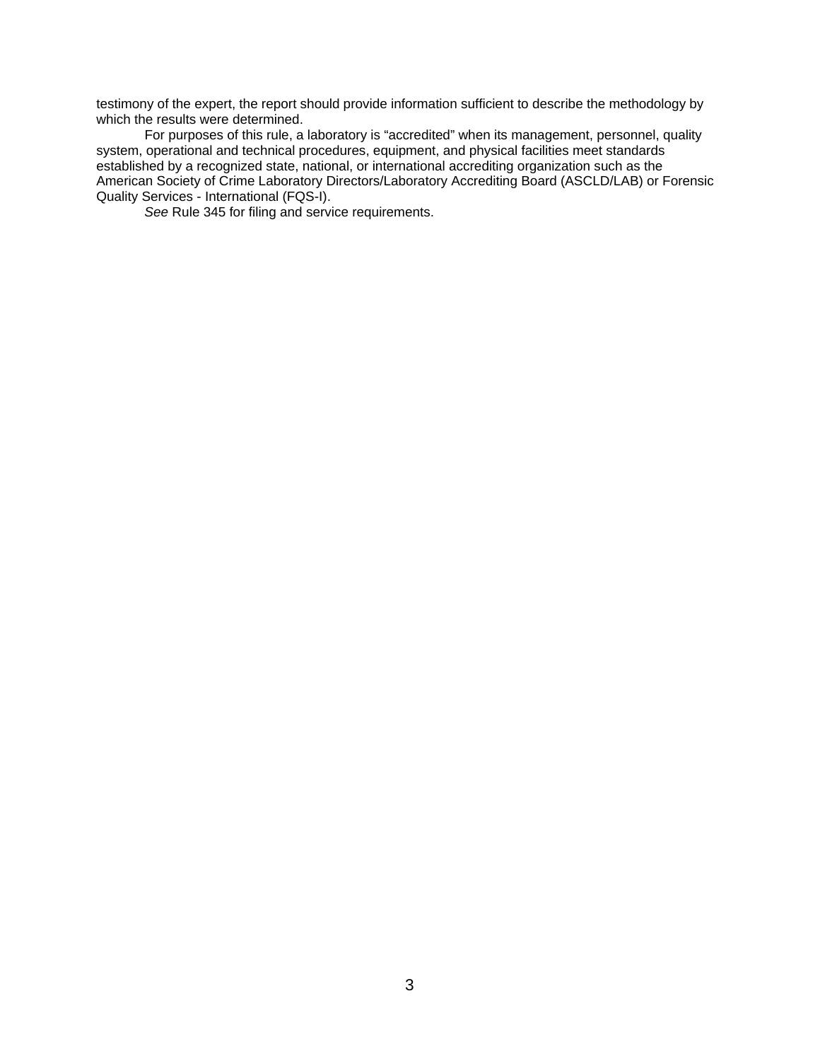testimony of the expert, the report should provide information sufficient to describe the methodology by which the results were determined.

For purposes of this rule, a laboratory is "accredited" when its management, personnel, quality system, operational and technical procedures, equipment, and physical facilities meet standards established by a recognized state, national, or international accrediting organization such as the American Society of Crime Laboratory Directors/Laboratory Accrediting Board (ASCLD/LAB) or Forensic Quality Services - International (FQS-I).

*See* Rule 345 for filing and service requirements.